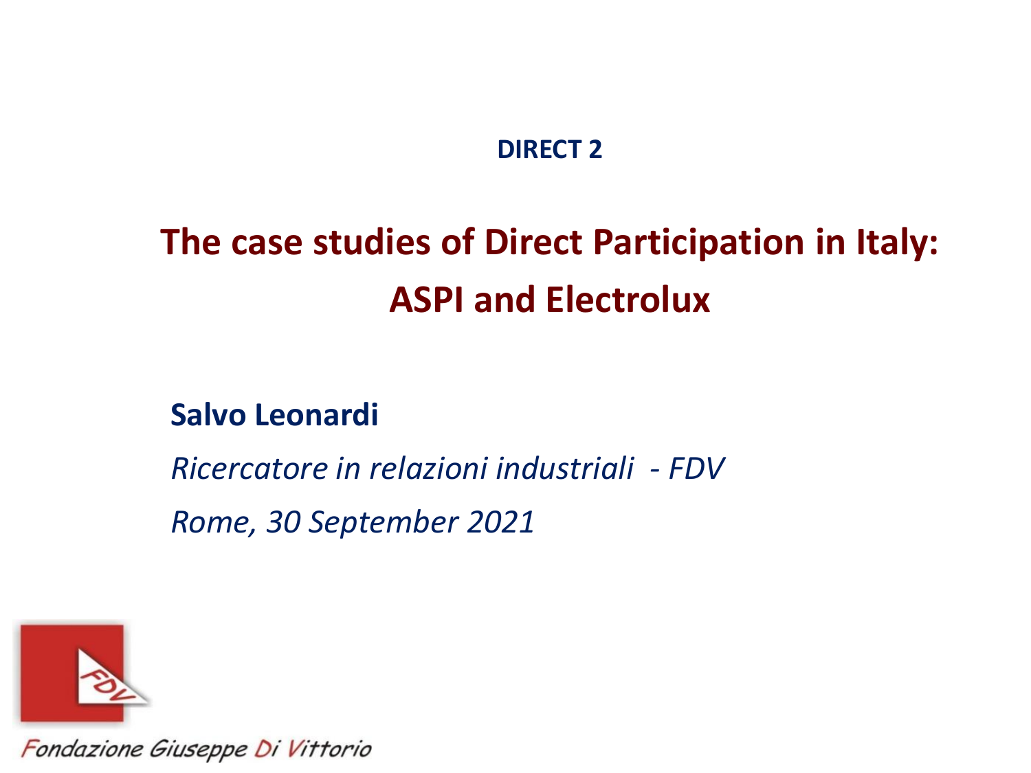**DIRECT 2**

# The case studies of Direct Participation in Italy: ASPI and Electrolux

**Salvo Leonardi**

*Ricercatore in relazioni industriali - FDV*

*Rome, 30 September 2021*

Fondazione Giuseppe Di Vittorio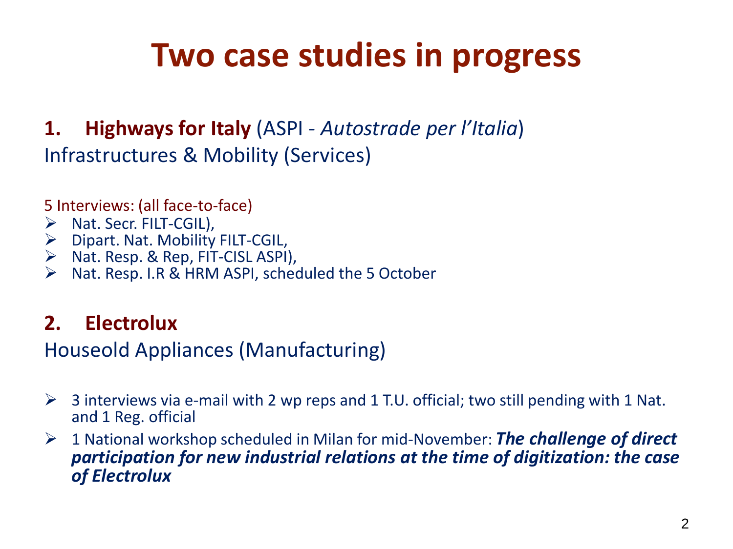# Two case studies in progress

## 1. **Highways for Italy** (ASPI - *Autostrade per l'Italia*)

Infrastructures & Mobility (Services)

5 Interviews: (all face-to-face)

- Nat. Secr. FILT-CGIL),
- Dipart. Nat. Mobility FILT-CGIL,
- Nat. Resp. & Rep, FIT-CISL ASPI),
- Nat. Resp. I.R & HRM ASPI, scheduled the 5 October

## 2. **Electrolux**

Houseold Appliances (Manufacturing)

- 3 interviews via e-mail with 2 wp reps and 1 T.U. official; two still pending with 1 Nat. and 1 Reg. official
- 1 National workshop scheduled in Milan for mid-November: ***The challenge of direct participation for new industrial relations at the time of digitization: the case of Electrolux***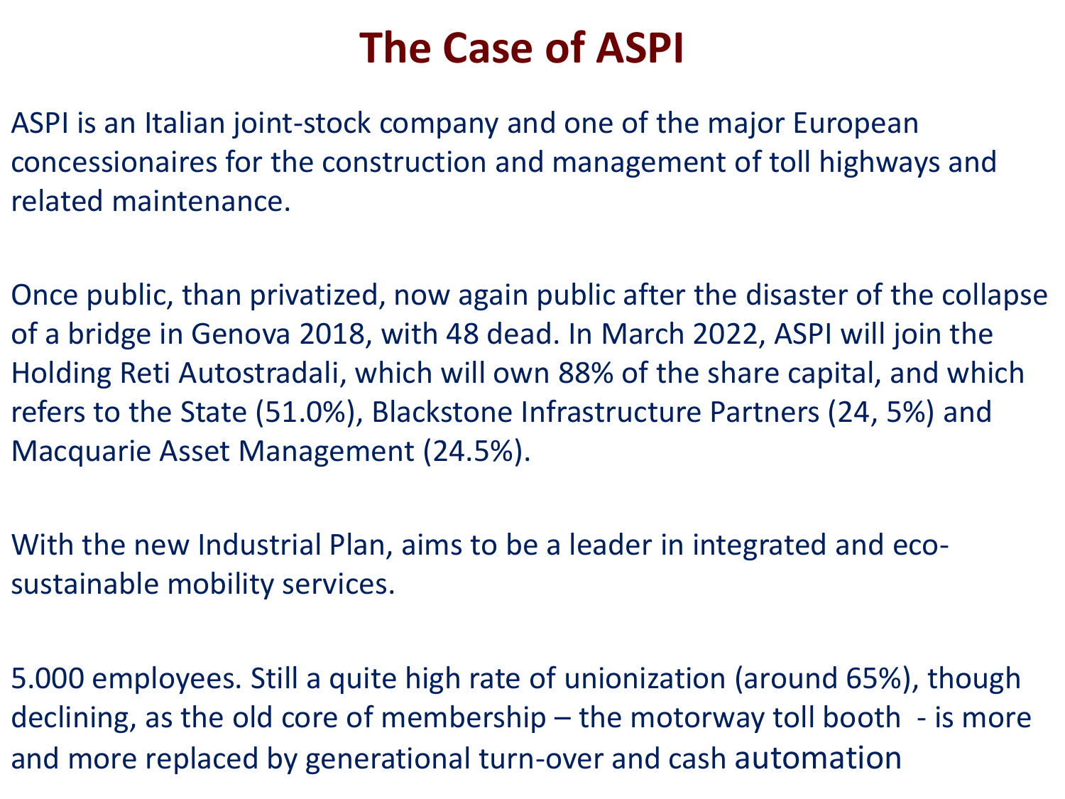# The Case of ASPI

ASPI is an Italian joint-stock company and one of the major European concessionaires for the construction and management of toll highways and related maintenance.

Once public, than privatized, now again public after the disaster of the collapse of a bridge in Genova 2018, with 48 dead. In March 2022, ASPI will join the Holding Reti Autostradali, which will own 88% of the share capital, and which refers to the State (51.0%), Blackstone Infrastructure Partners (24, 5%) and Macquarie Asset Management (24.5%).

With the new Industrial Plan, aims to be a leader in integrated and eco-sustainable mobility services.

5.000 employees. Still a quite high rate of unionization (around 65%), though declining, as the old core of membership – the motorway toll booth - is more and more replaced by generational turn-over and cash automation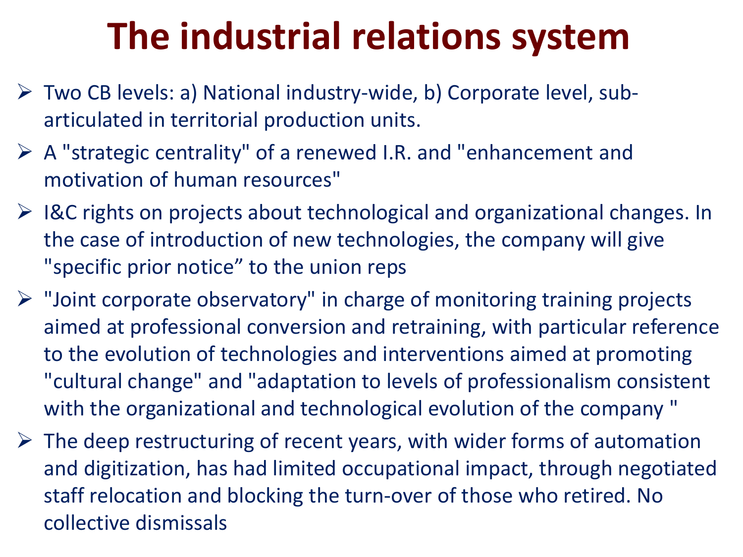# The industrial relations system

- Two CB levels: a) National industry-wide, b) Corporate level, sub-articulated in territorial production units.
- A "strategic centrality" of a renewed I.R. and "enhancement and motivation of human resources"
- I&C rights on projects about technological and organizational changes. In the case of introduction of new technologies, the company will give "specific prior notice” to the union reps
- "Joint corporate observatory" in charge of monitoring training projects aimed at professional conversion and retraining, with particular reference to the evolution of technologies and interventions aimed at promoting "cultural change" and "adaptation to levels of professionalism consistent with the organizational and technological evolution of the company "
- The deep restructuring of recent years, with wider forms of automation and digitization, has had limited occupational impact, through negotiated staff relocation and blocking the turn-over of those who retired. No collective dismissals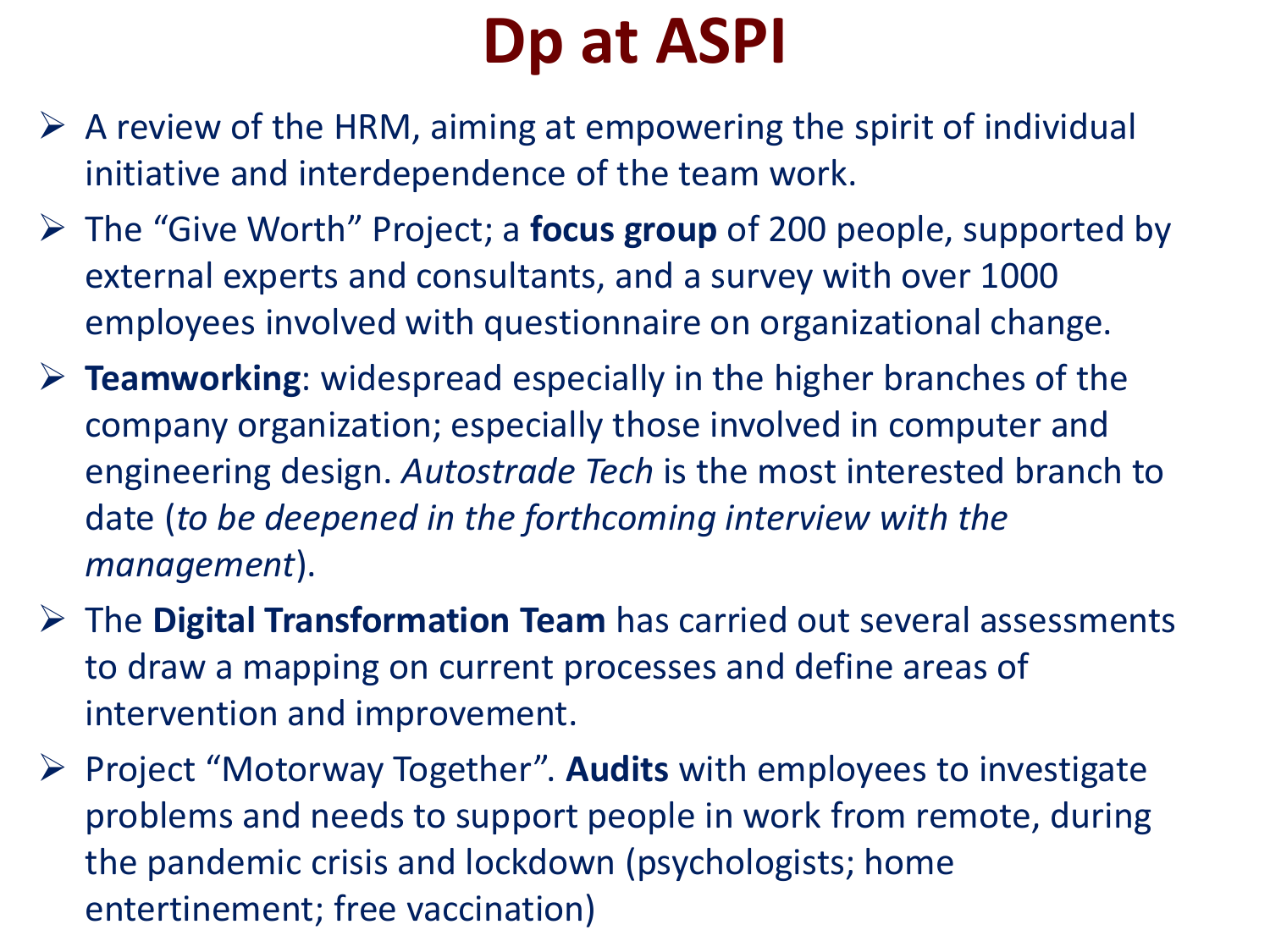# Dp at ASPI

- A review of the HRM, aiming at empowering the spirit of individual initiative and interdependence of the team work.
- The “Give Worth” Project; a **focus group** of 200 people, supported by external experts and consultants, and a survey with over 1000 employees involved with questionnaire on organizational change.
- **Teamworking**: widespread especially in the higher branches of the company organization; especially those involved in computer and engineering design. *Autostrade Tech* is the most interested branch to date (*to be deepened in the forthcoming interview with the management*).
- The **Digital Transformation Team** has carried out several assessments to draw a mapping on current processes and define areas of intervention and improvement.
- Project “Motorway Together”. **Audits** with employees to investigate problems and needs to support people in work from remote, during the pandemic crisis and lockdown (psychologists; home entertinement; free vaccination)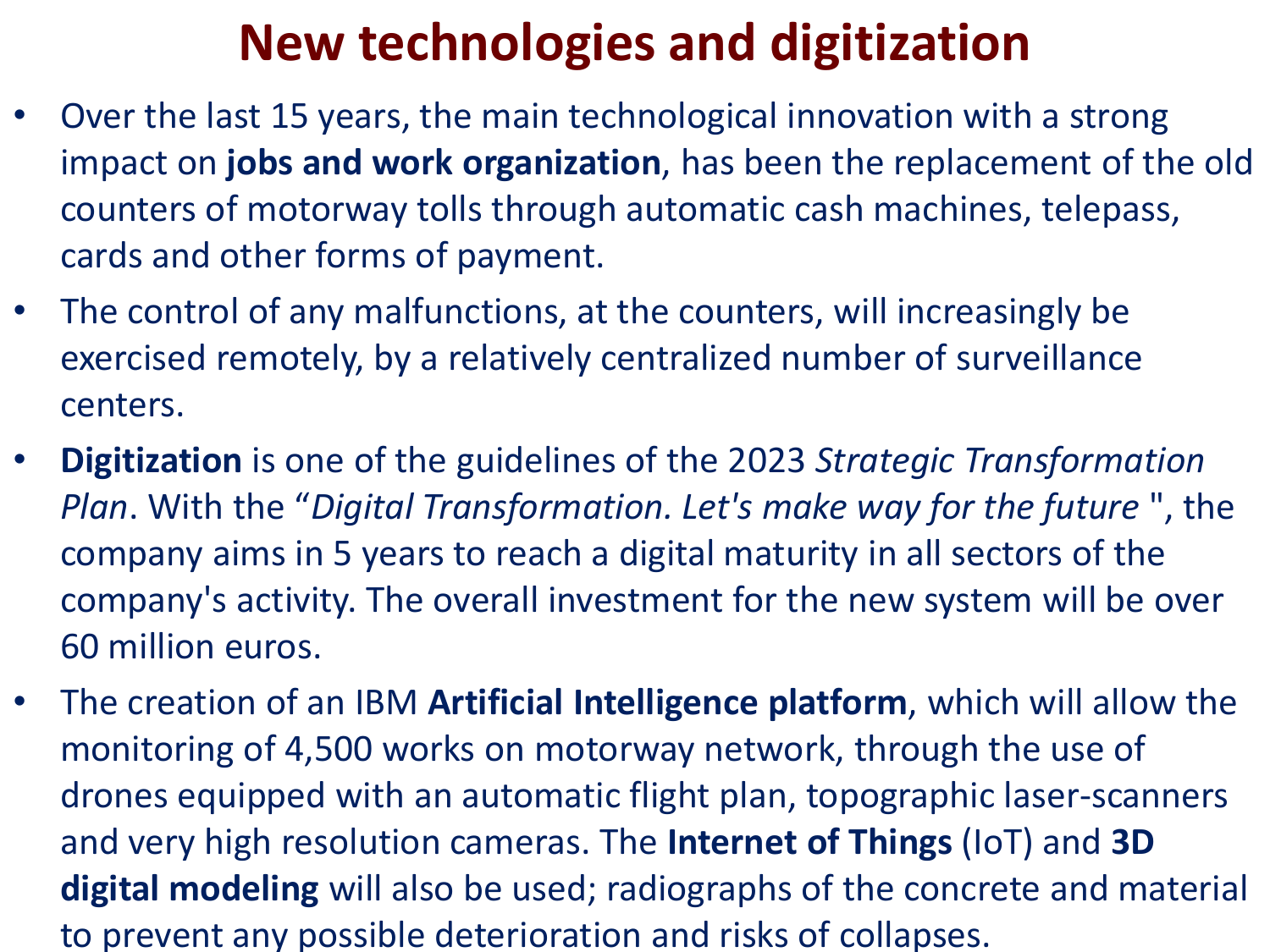# New technologies and digitization

- Over the last 15 years, the main technological innovation with a strong impact on **jobs and work organization**, has been the replacement of the old counters of motorway tolls through automatic cash machines, telepass, cards and other forms of payment.
- The control of any malfunctions, at the counters, will increasingly be exercised remotely, by a relatively centralized number of surveillance centers.
- **Digitization** is one of the guidelines of the 2023 *Strategic Transformation Plan*. With the "*Digital Transformation. Let's make way for the future* ", the company aims in 5 years to reach a digital maturity in all sectors of the company's activity. The overall investment for the new system will be over 60 million euros.
- The creation of an IBM **Artificial Intelligence platform**, which will allow the monitoring of 4,500 works on motorway network, through the use of drones equipped with an automatic flight plan, topographic laser-scanners and very high resolution cameras. The **Internet of Things** (IoT) and **3D digital modeling** will also be used; radiographs of the concrete and material to prevent any possible deterioration and risks of collapses.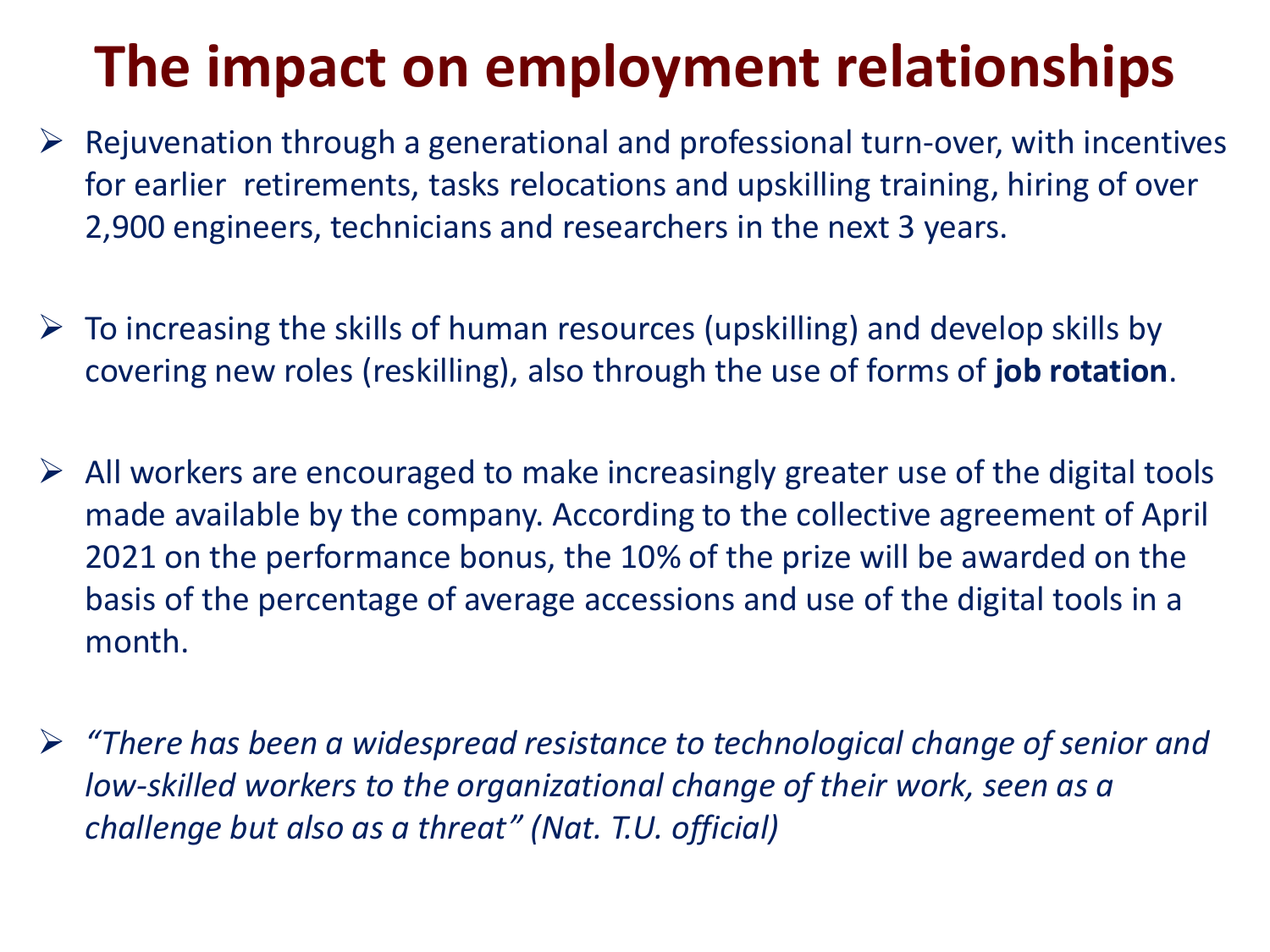# The impact on employment relationships

- Rejuvenation through a generational and professional turn-over, with incentives for earlier  retirements, tasks relocations and upskilling training, hiring of over 2,900 engineers, technicians and researchers in the next 3 years.

- To increasing the skills of human resources (upskilling) and develop skills by covering new roles (reskilling), also through the use of forms of **job rotation**.

- All workers are encouraged to make increasingly greater use of the digital tools made available by the company. According to the collective agreement of April 2021 on the performance bonus, the 10% of the prize will be awarded on the basis of the percentage of average accessions and use of the digital tools in a month.

- *"There has been a widespread resistance to technological change of senior and low-skilled workers to the organizational change of their work, seen as a challenge but also as a threat" (Nat. T.U. official)*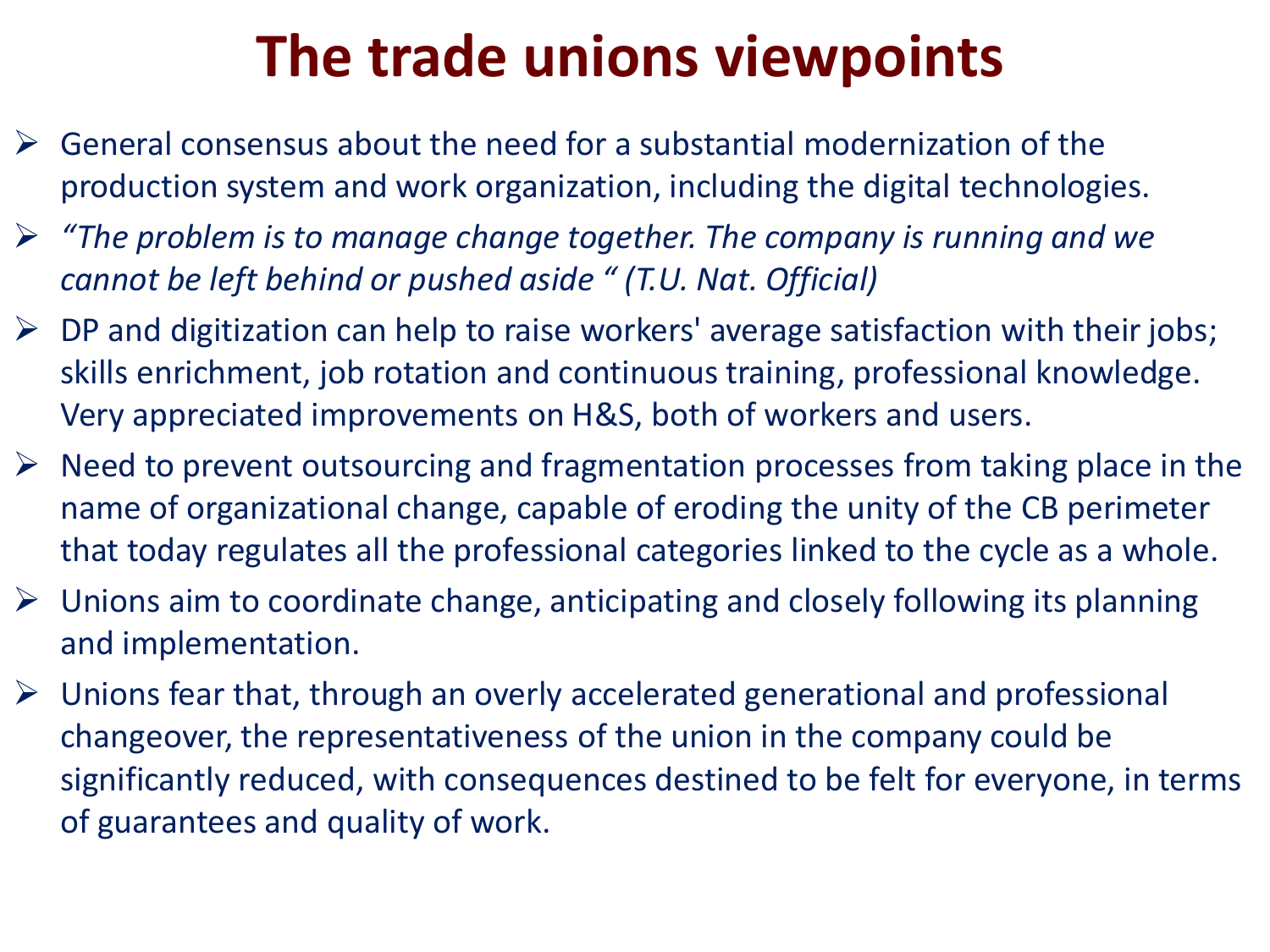# The trade unions viewpoints

- General consensus about the need for a substantial modernization of the production system and work organization, including the digital technologies.
- *"The problem is to manage change together. The company is running and we cannot be left behind or pushed aside " (T.U. Nat. Official)*
- DP and digitization can help to raise workers' average satisfaction with their jobs; skills enrichment, job rotation and continuous training, professional knowledge. Very appreciated improvements on H&S, both of workers and users.
- Need to prevent outsourcing and fragmentation processes from taking place in the name of organizational change, capable of eroding the unity of the CB perimeter that today regulates all the professional categories linked to the cycle as a whole.
- Unions aim to coordinate change, anticipating and closely following its planning and implementation.
- Unions fear that, through an overly accelerated generational and professional changeover, the representativeness of the union in the company could be significantly reduced, with consequences destined to be felt for everyone, in terms of guarantees and quality of work.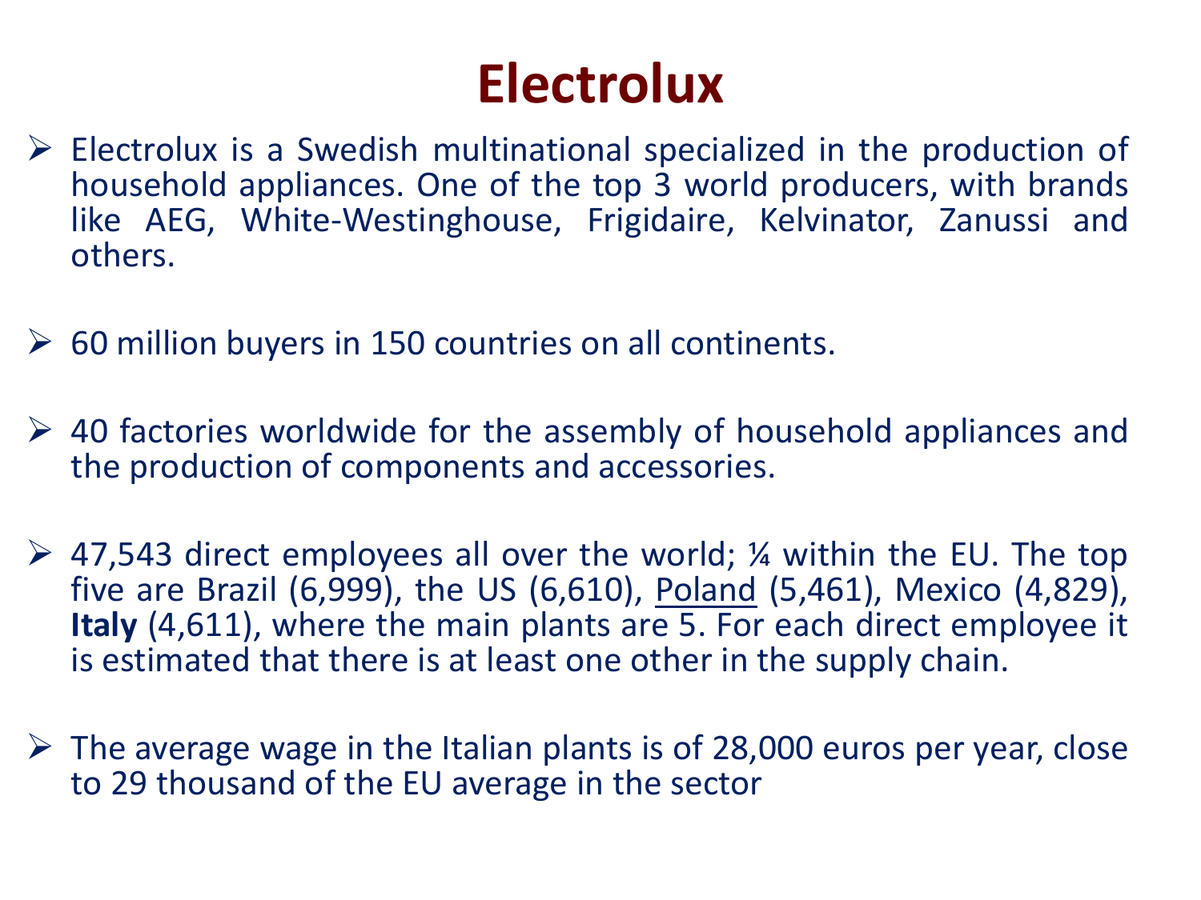# Electrolux

- Electrolux is a Swedish multinational specialized in the production of household appliances. One of the top 3 world producers, with brands like AEG, White-Westinghouse, Frigidaire, Kelvinator, Zanussi and others.

- 60 million buyers in 150 countries on all continents.

- 40 factories worldwide for the assembly of household appliances and the production of components and accessories.

- 47,543 direct employees all over the world; ¼ within the EU. The top five are Brazil (6,999), the US (6,610), <u>Poland</u> (5,461), Mexico (4,829), **Italy** (4,611), where the main plants are 5. For each direct employee it is estimated that there is at least one other in the supply chain.

- The average wage in the Italian plants is of 28,000 euros per year, close to 29 thousand of the EU average in the sector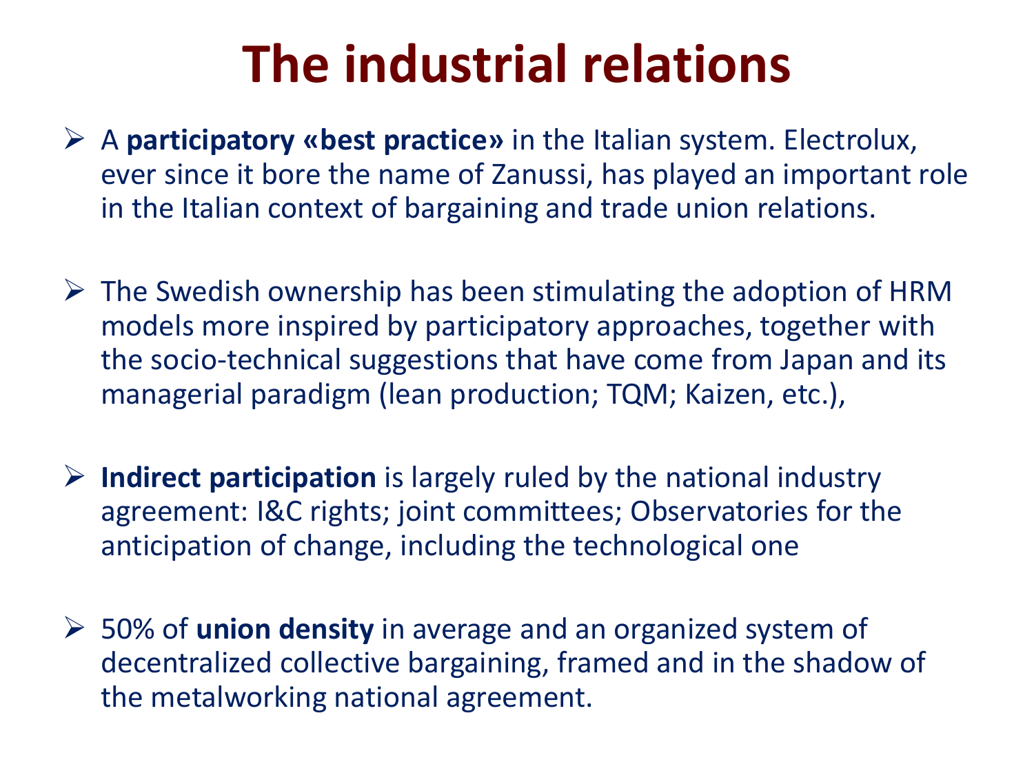# The industrial relations

- A **participatory «best practice»** in the Italian system. Electrolux, ever since it bore the name of Zanussi, has played an important role in the Italian context of bargaining and trade union relations.

- The Swedish ownership has been stimulating the adoption of HRM models more inspired by participatory approaches, together with the socio-technical suggestions that have come from Japan and its managerial paradigm (lean production; TQM; Kaizen, etc.),

- **Indirect participation** is largely ruled by the national industry agreement: I&C rights; joint committees; Observatories for the anticipation of change, including the technological one

- 50% of **union density** in average and an organized system of decentralized collective bargaining, framed and in the shadow of the metalworking national agreement.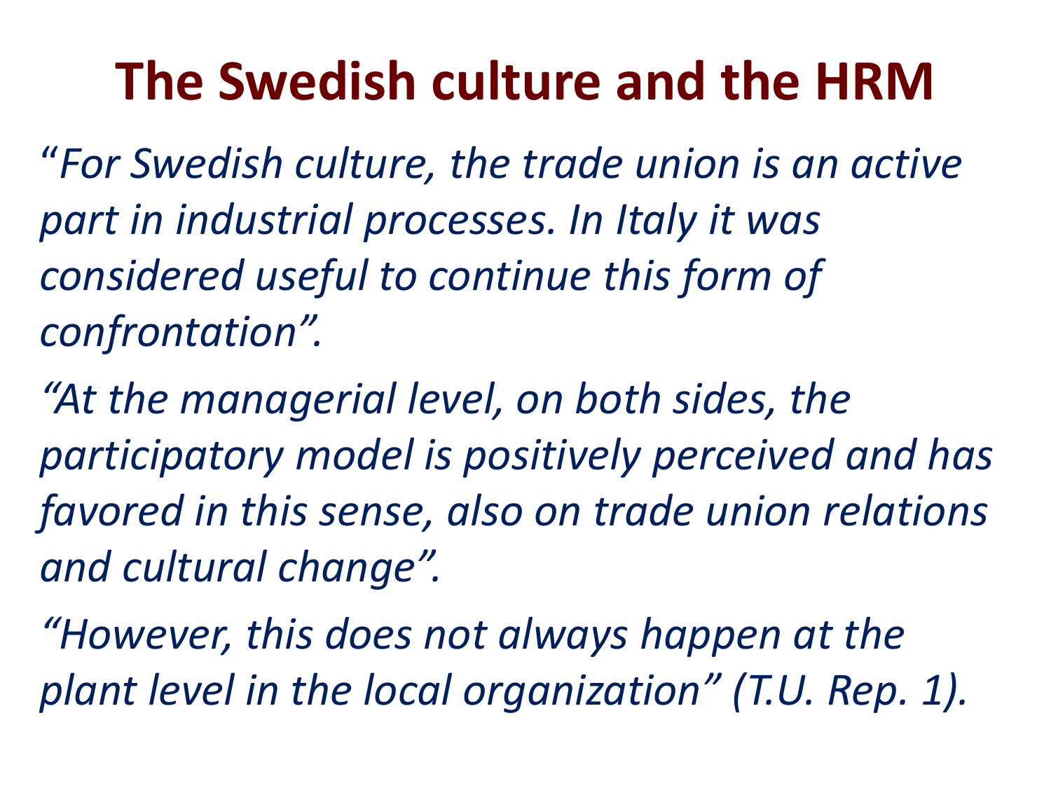# The Swedish culture and the HRM

*"For Swedish culture, the trade union is an active part in industrial processes. In Italy it was considered useful to continue this form of confrontation".*

*"At the managerial level, on both sides, the participatory model is positively perceived and has favored in this sense, also on trade union relations and cultural change".*

*"However, this does not always happen at the plant level in the local organization" (T.U. Rep. 1).*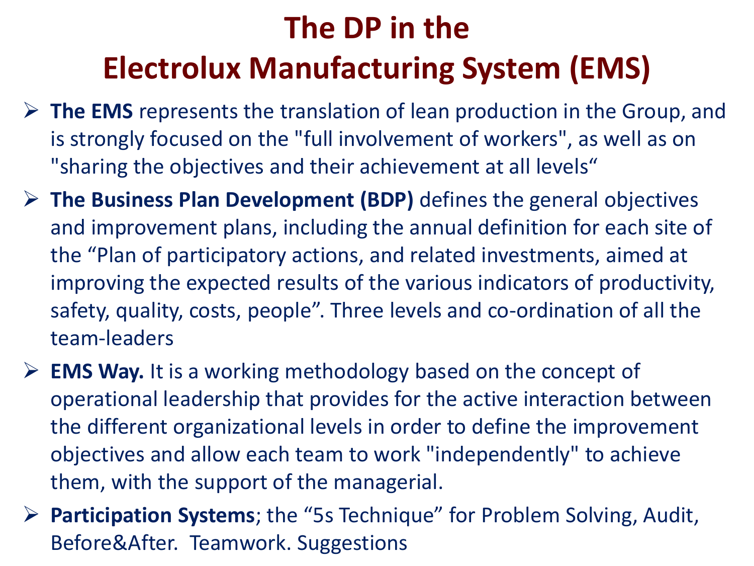# The DP in the Electrolux Manufacturing System (EMS)

- **The EMS** represents the translation of lean production in the Group, and is strongly focused on the "full involvement of workers", as well as on "sharing the objectives and their achievement at all levels“
- **The Business Plan Development (BDP)** defines the general objectives and improvement plans, including the annual definition for each site of the “Plan of participatory actions, and related investments, aimed at improving the expected results of the various indicators of productivity, safety, quality, costs, people”. Three levels and co-ordination of all the team-leaders
- **EMS Way.** It is a working methodology based on the concept of operational leadership that provides for the active interaction between the different organizational levels in order to define the improvement objectives and allow each team to work "independently" to achieve them, with the support of the managerial.
- **Participation Systems**; the “5s Technique” for Problem Solving, Audit, Before&After. Teamwork. Suggestions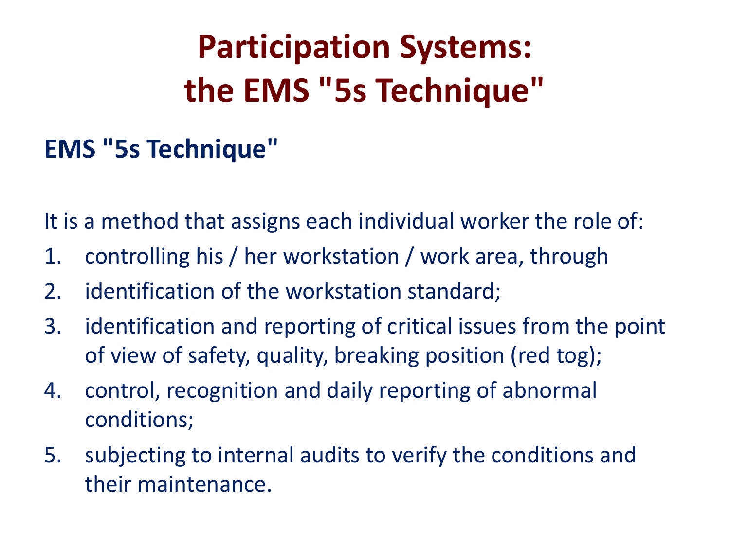# Participation Systems: the EMS "5s Technique"

## EMS "5s Technique"

It is a method that assigns each individual worker the role of:

1. controlling his / her workstation / work area, through
2. identification of the workstation standard;
3. identification and reporting of critical issues from the point of view of safety, quality, breaking position (red tog);
4. control, recognition and daily reporting of abnormal conditions;
5. subjecting to internal audits to verify the conditions and their maintenance.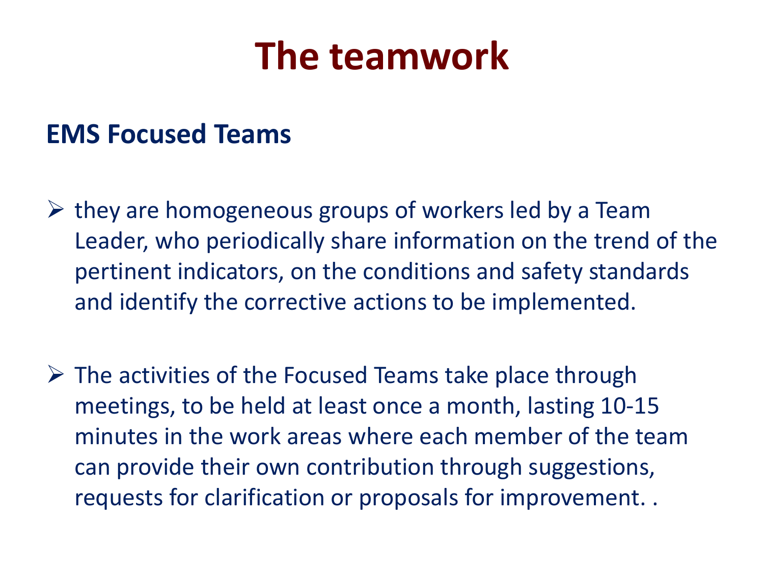# The teamwork

## EMS Focused Teams

- they are homogeneous groups of workers led by a Team Leader, who periodically share information on the trend of the pertinent indicators, on the conditions and safety standards and identify the corrective actions to be implemented.

- The activities of the Focused Teams take place through meetings, to be held at least once a month, lasting 10-15 minutes in the work areas where each member of the team can provide their own contribution through suggestions, requests for clarification or proposals for improvement. .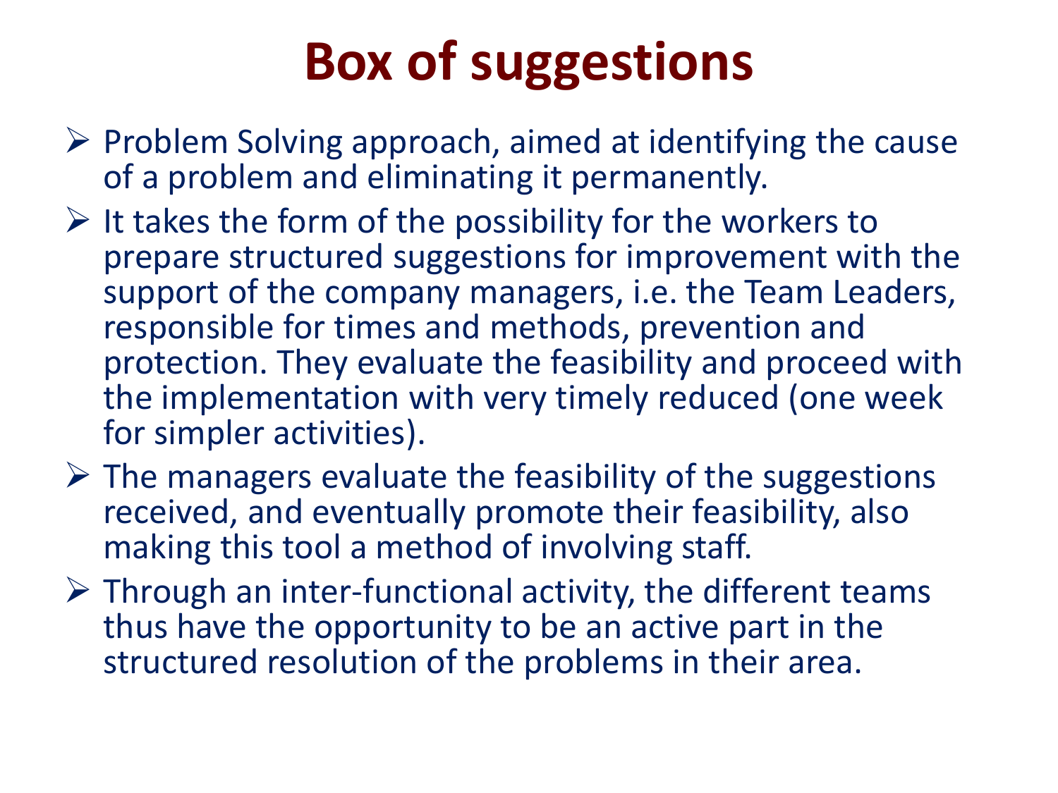# Box of suggestions

- Problem Solving approach, aimed at identifying the cause of a problem and eliminating it permanently.
- It takes the form of the possibility for the workers to prepare structured suggestions for improvement with the support of the company managers, i.e. the Team Leaders, responsible for times and methods, prevention and protection. They evaluate the feasibility and proceed with the implementation with very timely reduced (one week for simpler activities).
- The managers evaluate the feasibility of the suggestions received, and eventually promote their feasibility, also making this tool a method of involving staff.
- Through an inter-functional activity, the different teams thus have the opportunity to be an active part in the structured resolution of the problems in their area.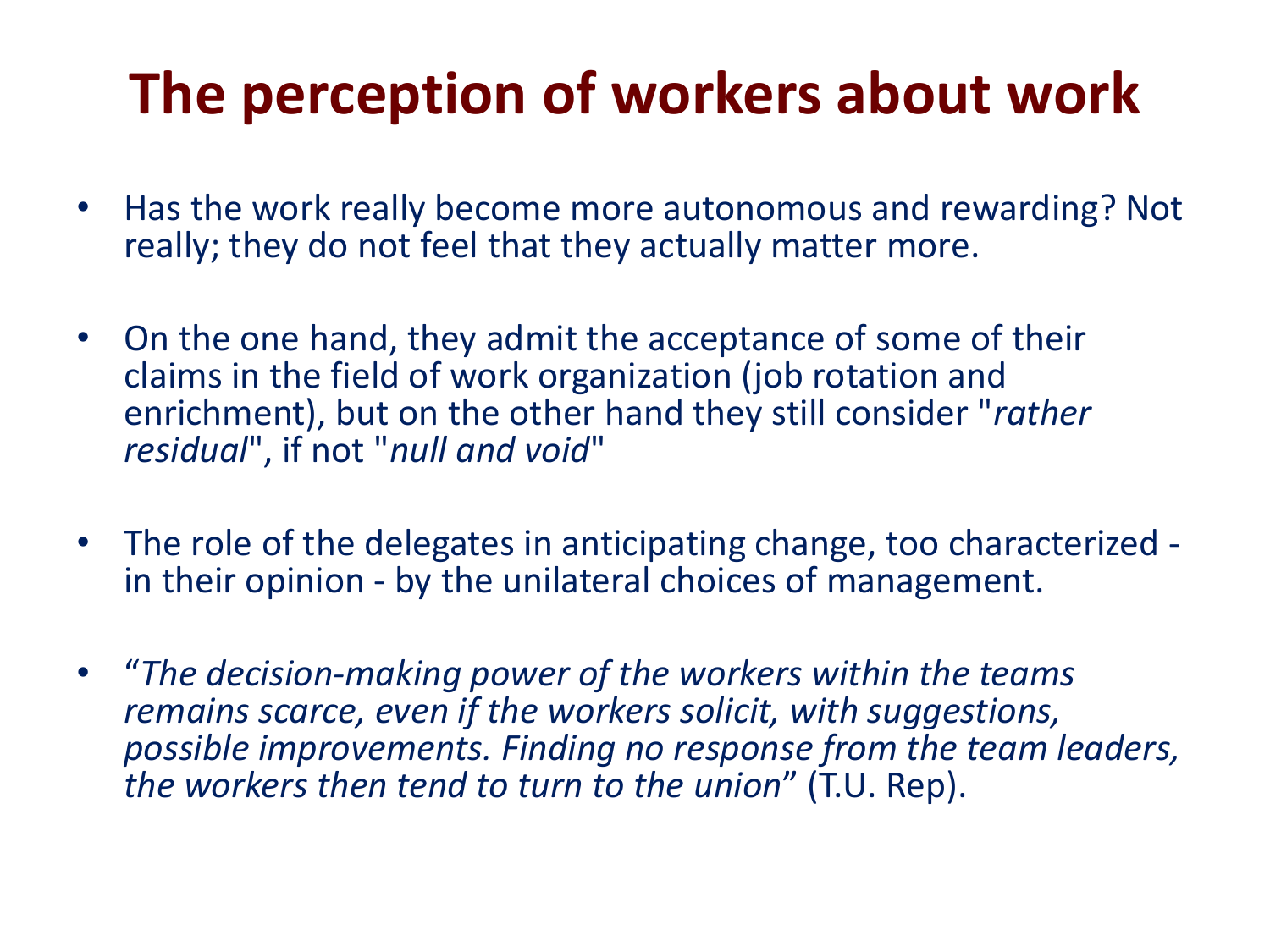# The perception of workers about work

- Has the work really become more autonomous and rewarding? Not really; they do not feel that they actually matter more.
- On the one hand, they admit the acceptance of some of their claims in the field of work organization (job rotation and enrichment), but on the other hand they still consider "*rather residual*", if not "*null and void*"
- The role of the delegates in anticipating change, too characterized - in their opinion - by the unilateral choices of management.
- "*The decision-making power of the workers within the teams remains scarce, even if the workers solicit, with suggestions, possible improvements. Finding no response from the team leaders, the workers then tend to turn to the union*" (T.U. Rep).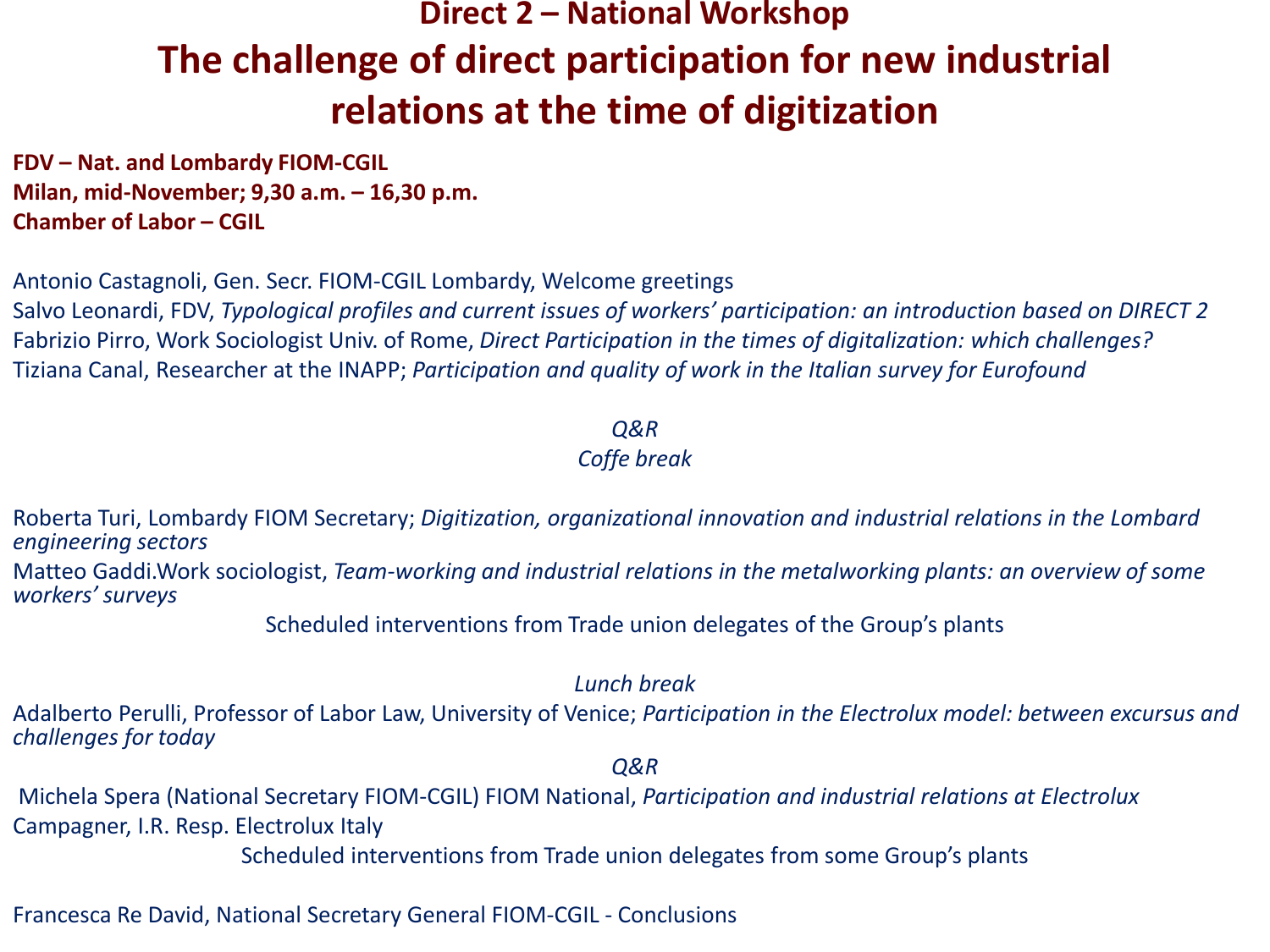# Direct 2 – National Workshop

# The challenge of direct participation for new industrial relations at the time of digitization

**FDV – Nat. and Lombardy FIOM-CGIL**
**Milan, mid-November; 9,30 a.m. – 16,30 p.m.**
**Chamber of Labor – CGIL**

Antonio Castagnoli, Gen. Secr. FIOM-CGIL Lombardy, Welcome greetings
Salvo Leonardi, FDV, *Typological profiles and current issues of workers' participation: an introduction based on DIRECT 2*
Fabrizio Pirro, Work Sociologist Univ. of Rome, *Direct Participation in the times of digitalization: which challenges?*
Tiziana Canal, Researcher at the INAPP; *Participation and quality of work in the Italian survey for Eurofound*

*Q&R*
*Coffe break*

Roberta Turi, Lombardy FIOM Secretary; *Digitization, organizational innovation and industrial relations in the Lombard engineering sectors*
Matteo Gaddi.Work sociologist, *Team-working and industrial relations in the metalworking plants: an overview of some workers' surveys*
Scheduled interventions from Trade union delegates of the Group's plants

*Lunch break*
Adalberto Perulli, Professor of Labor Law, University of Venice; *Participation in the Electrolux model: between excursus and challenges for today*
*Q&R*
Michela Spera (National Secretary FIOM-CGIL) FIOM National, *Participation and industrial relations at Electrolux*
Campagner, I.R. Resp. Electrolux Italy
Scheduled interventions from Trade union delegates from some Group's plants

Francesca Re David, National Secretary General FIOM-CGIL - Conclusions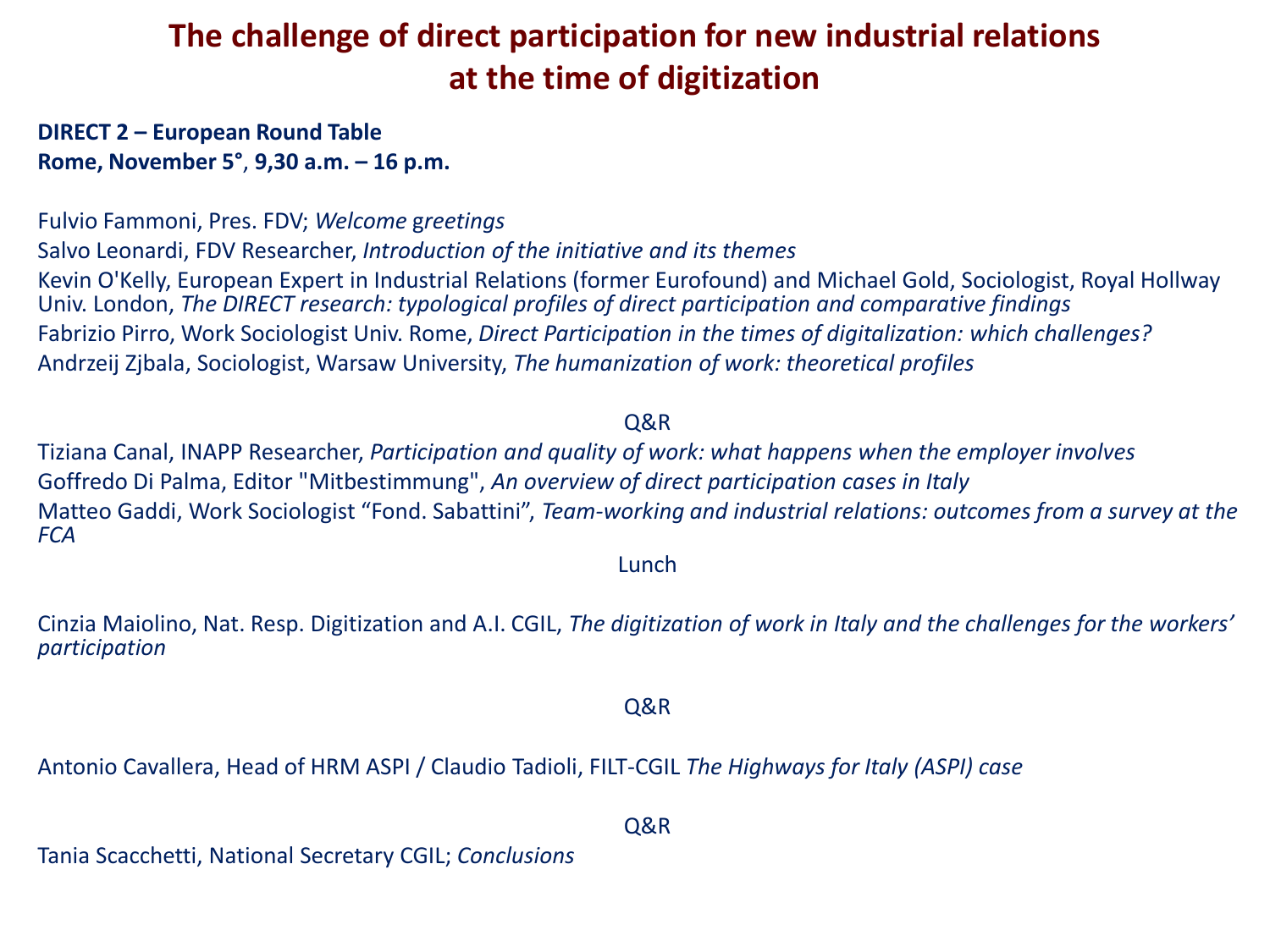# The challenge of direct participation for new industrial relations at the time of digitization

**DIRECT 2 – European Round Table**
**Rome, November 5°, 9,30 a.m. – 16 p.m.**

Fulvio Fammoni, Pres. FDV; *Welcome greetings*
Salvo Leonardi, FDV Researcher, *Introduction of the initiative and its themes*
Kevin O'Kelly, European Expert in Industrial Relations (former Eurofound) and Michael Gold, Sociologist, Royal Hollway Univ. London, *The DIRECT research: typological profiles of direct participation and comparative findings*
Fabrizio Pirro, Work Sociologist Univ. Rome, *Direct Participation in the times of digitalization: which challenges?*
Andrzeij Zjbala, Sociologist, Warsaw University, *The humanization of work: theoretical profiles*

Q&R

Tiziana Canal, INAPP Researcher, *Participation and quality of work: what happens when the employer involves*
Goffredo Di Palma, Editor "Mitbestimmung", *An overview of direct participation cases in Italy*
Matteo Gaddi, Work Sociologist “Fond. Sabattini”, *Team-working and industrial relations: outcomes from a survey at the FCA*

Lunch

Cinzia Maiolino, Nat. Resp. Digitization and A.I. CGIL, *The digitization of work in Italy and the challenges for the workers' participation*

Q&R

Antonio Cavallera, Head of HRM ASPI / Claudio Tadioli, FILT-CGIL *The Highways for Italy (ASPI) case*

Q&R

Tania Scacchetti, National Secretary CGIL; *Conclusions*